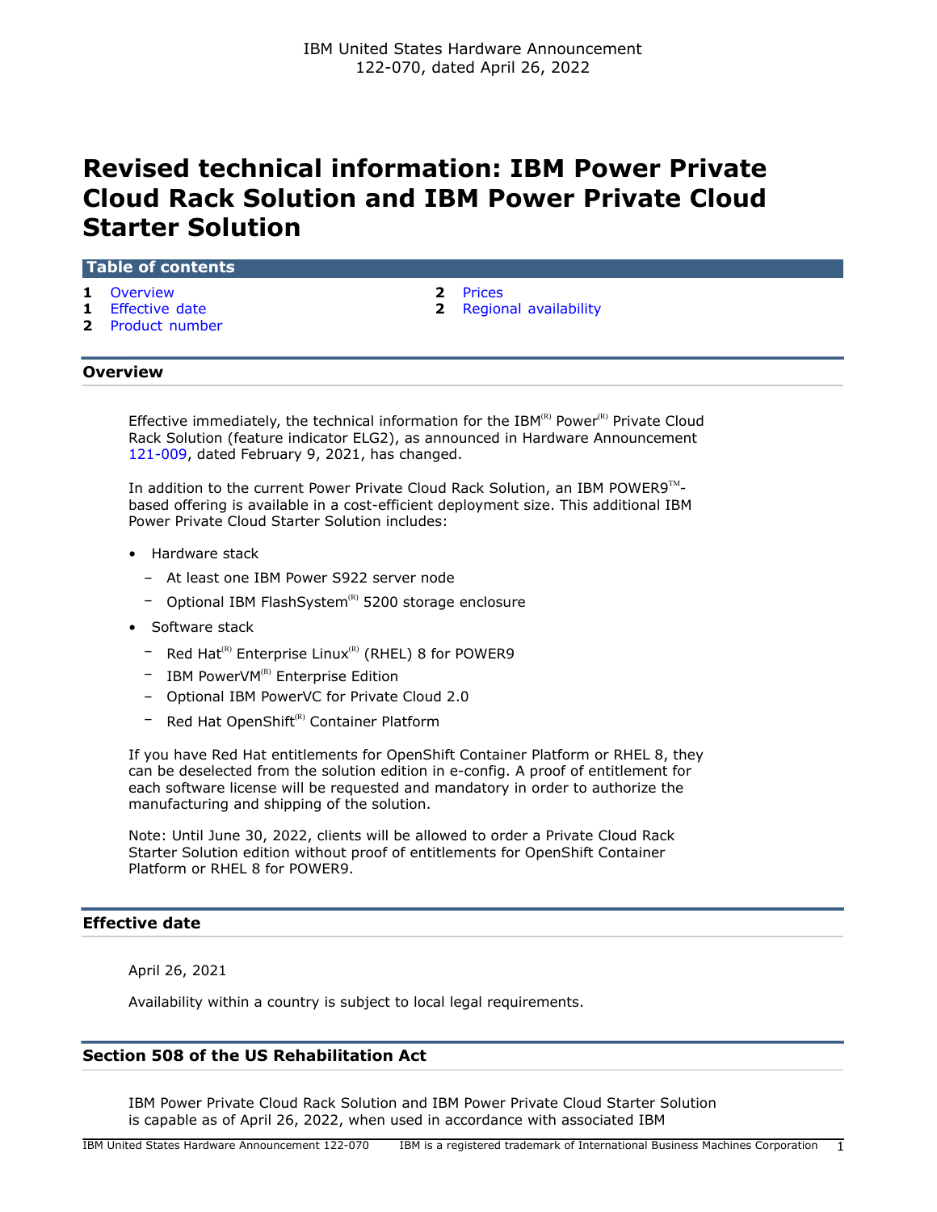IBM United States Hardware Announcement
122-070, dated April 26, 2022

# Revised technical information: IBM Power Private Cloud Rack Solution and IBM Power Private Cloud Starter Solution

## Table of contents

- 1 Overview
- 1 Effective date
- 2 Product number
- 2 Prices
- 2 Regional availability

## Overview

Effective immediately, the technical information for the IBM(R) Power(R) Private Cloud Rack Solution (feature indicator ELG2), as announced in Hardware Announcement 121-009, dated February 9, 2021, has changed.

In addition to the current Power Private Cloud Rack Solution, an IBM POWER9(TM)-based offering is available in a cost-efficient deployment size. This additional IBM Power Private Cloud Starter Solution includes:

- Hardware stack
  - At least one IBM Power S922 server node
  - Optional IBM FlashSystem(R) 5200 storage enclosure
- Software stack
  - Red Hat(R) Enterprise Linux(R) (RHEL) 8 for POWER9
  - IBM PowerVM(R) Enterprise Edition
  - Optional IBM PowerVC for Private Cloud 2.0
  - Red Hat OpenShift(R) Container Platform

If you have Red Hat entitlements for OpenShift Container Platform or RHEL 8, they can be deselected from the solution edition in e-config. A proof of entitlement for each software license will be requested and mandatory in order to authorize the manufacturing and shipping of the solution.

Note: Until June 30, 2022, clients will be allowed to order a Private Cloud Rack Starter Solution edition without proof of entitlements for OpenShift Container Platform or RHEL 8 for POWER9.

## Effective date

April 26, 2021

Availability within a country is subject to local legal requirements.

## Section 508 of the US Rehabilitation Act

IBM Power Private Cloud Rack Solution and IBM Power Private Cloud Starter Solution is capable as of April 26, 2022, when used in accordance with associated IBM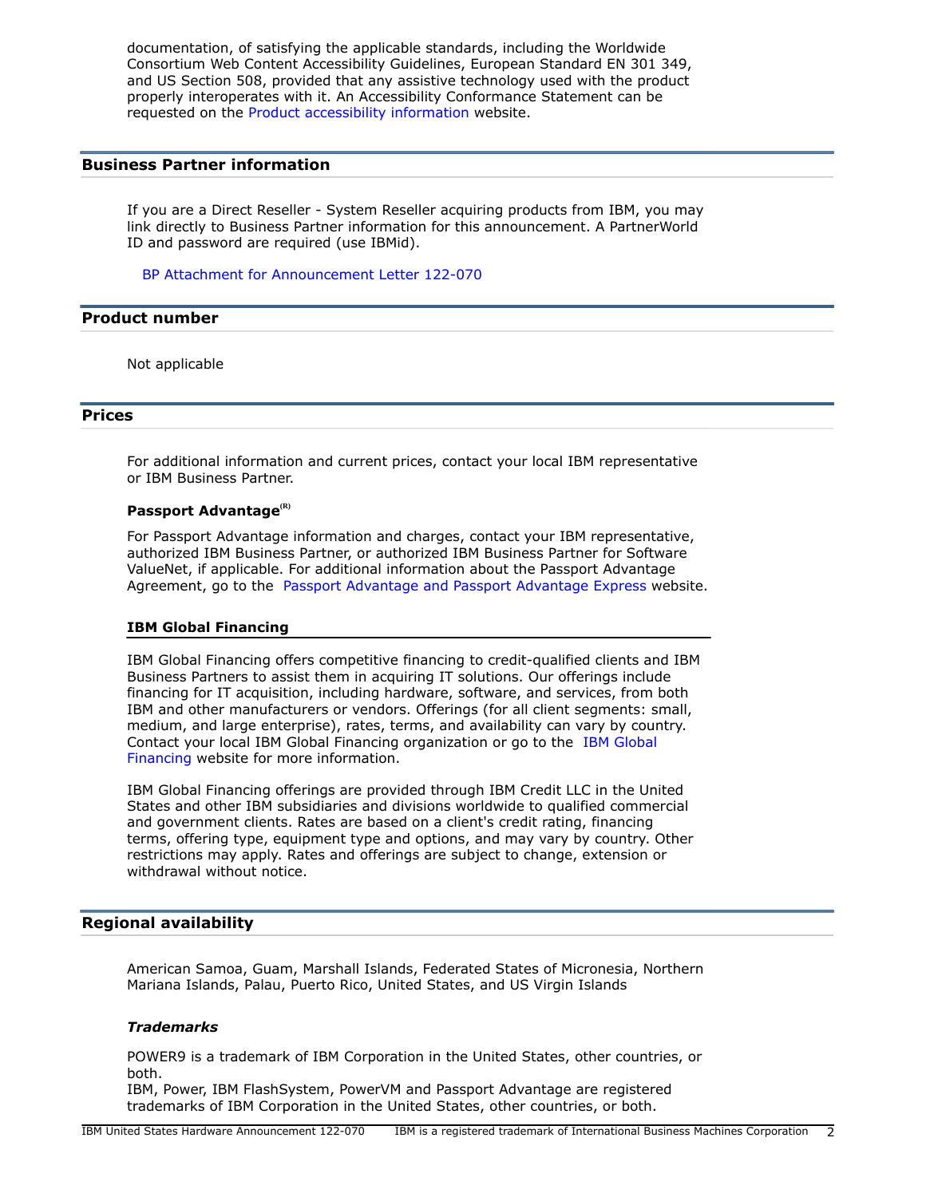documentation, of satisfying the applicable standards, including the Worldwide Consortium Web Content Accessibility Guidelines, European Standard EN 301 349, and US Section 508, provided that any assistive technology used with the product properly interoperates with it. An Accessibility Conformance Statement can be requested on the Product accessibility information website.

## Business Partner information

If you are a Direct Reseller - System Reseller acquiring products from IBM, you may link directly to Business Partner information for this announcement. A PartnerWorld ID and password are required (use IBMid).

BP Attachment for Announcement Letter 122-070

## Product number

Not applicable

## Prices

For additional information and current prices, contact your local IBM representative or IBM Business Partner.

**Passport Advantage(R)**

For Passport Advantage information and charges, contact your IBM representative, authorized IBM Business Partner, or authorized IBM Business Partner for Software ValueNet, if applicable. For additional information about the Passport Advantage Agreement, go to the Passport Advantage and Passport Advantage Express website.

**IBM Global Financing**

IBM Global Financing offers competitive financing to credit-qualified clients and IBM Business Partners to assist them in acquiring IT solutions. Our offerings include financing for IT acquisition, including hardware, software, and services, from both IBM and other manufacturers or vendors. Offerings (for all client segments: small, medium, and large enterprise), rates, terms, and availability can vary by country. Contact your local IBM Global Financing organization or go to the IBM Global Financing website for more information.

IBM Global Financing offerings are provided through IBM Credit LLC in the United States and other IBM subsidiaries and divisions worldwide to qualified commercial and government clients. Rates are based on a client's credit rating, financing terms, offering type, equipment type and options, and may vary by country. Other restrictions may apply. Rates and offerings are subject to change, extension or withdrawal without notice.

## Regional availability

American Samoa, Guam, Marshall Islands, Federated States of Micronesia, Northern Mariana Islands, Palau, Puerto Rico, United States, and US Virgin Islands

***Trademarks***

POWER9 is a trademark of IBM Corporation in the United States, other countries, or both.
IBM, Power, IBM FlashSystem, PowerVM and Passport Advantage are registered trademarks of IBM Corporation in the United States, other countries, or both.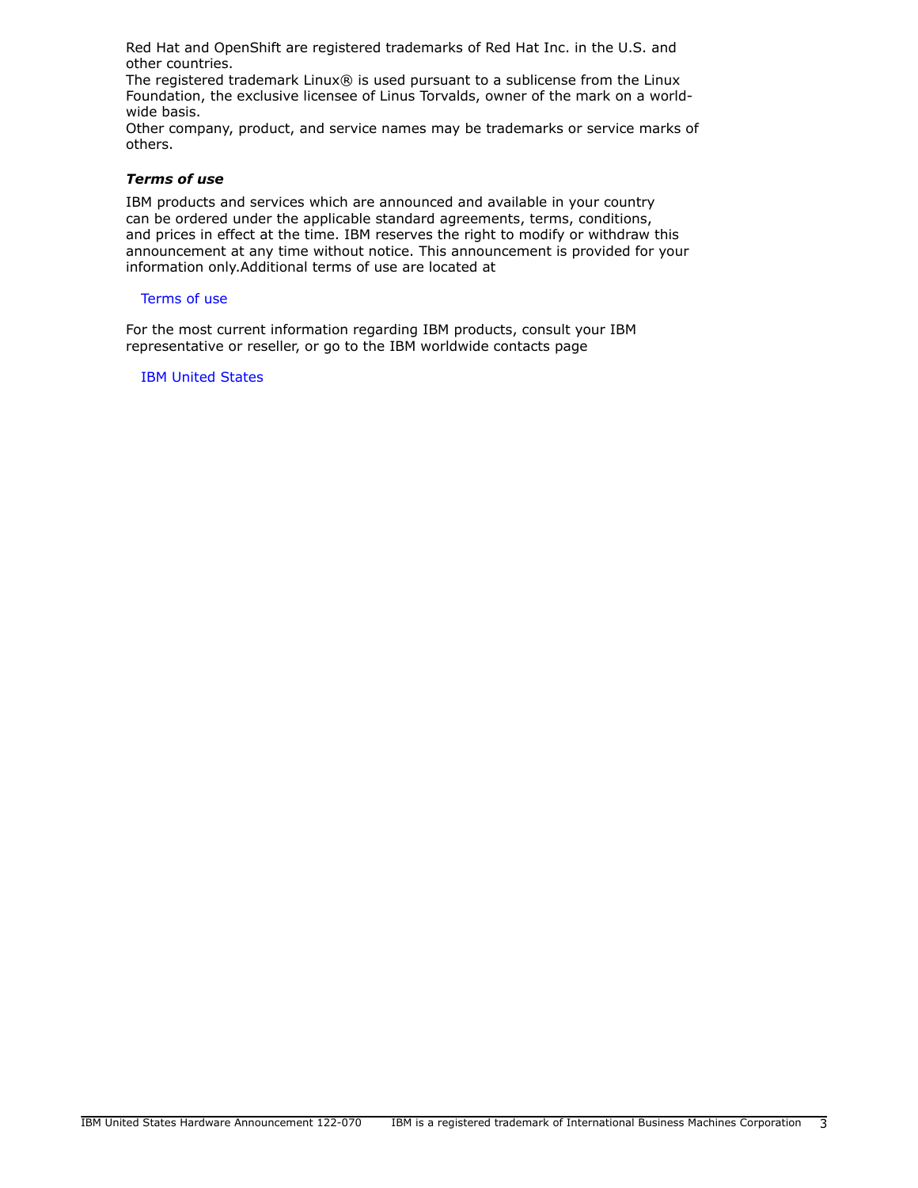Red Hat and OpenShift are registered trademarks of Red Hat Inc. in the U.S. and other countries.
The registered trademark Linux® is used pursuant to a sublicense from the Linux Foundation, the exclusive licensee of Linus Torvalds, owner of the mark on a world-wide basis.
Other company, product, and service names may be trademarks or service marks of others.

***Terms of use***

IBM products and services which are announced and available in your country can be ordered under the applicable standard agreements, terms, conditions, and prices in effect at the time. IBM reserves the right to modify or withdraw this announcement at any time without notice. This announcement is provided for your information only.Additional terms of use are located at

Terms of use

For the most current information regarding IBM products, consult your IBM representative or reseller, or go to the IBM worldwide contacts page

IBM United States